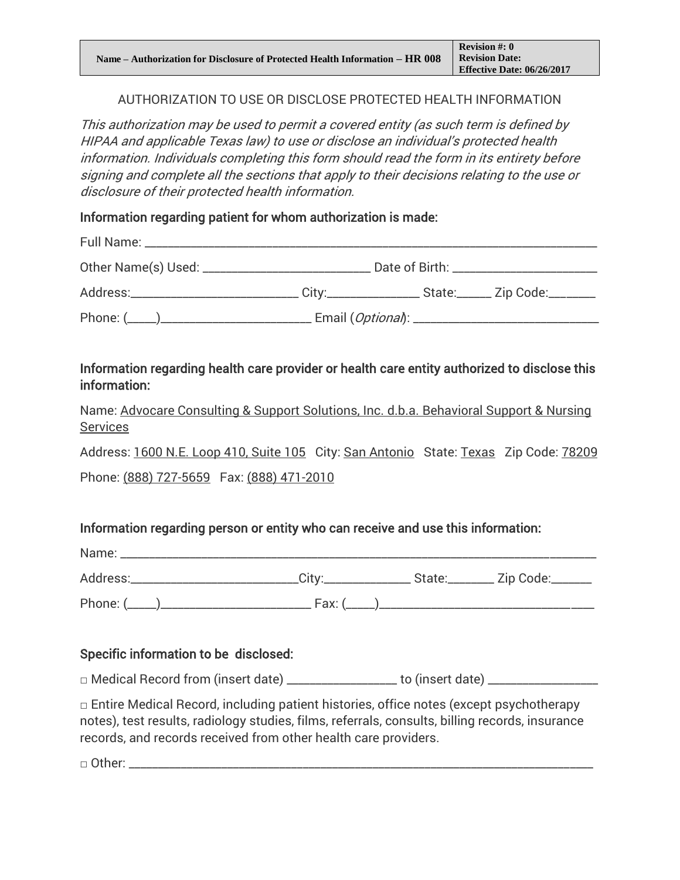| Name – Authorization for Disclosure of Protected Health Information – HR 008 | Revision #: 0<br>Revision Date:<br>Effective Date: 06/26/2017 |
|---|---|

AUTHORIZATION TO USE OR DISCLOSE PROTECTED HEALTH INFORMATION

*This authorization may be used to permit a covered entity (as such term is defined by HIPAA and applicable Texas law) to use or disclose an individual's protected health information. Individuals completing this form should read the form in its entirety before signing and complete all the sections that apply to their decisions relating to the use or disclosure of their protected health information.*

### Information regarding patient for whom authorization is made:

Full Name: ______________________________________________________________

Other Name(s) Used: ______________________ Date of Birth: ___________________

Address:______________________ City:____________ State:_____ Zip Code:_______

Phone: (____)____________________ Email (*Optional*): ________________________

### Information regarding health care provider or health care entity authorized to disclose this information:

Name: Advocare Consulting & Support Solutions, Inc. d.b.a. Behavioral Support & Nursing Services

Address: 1600 N.E. Loop 410, Suite 105 City: San Antonio State: Texas Zip Code: 78209

Phone: (888) 727-5659 Fax: (888) 471-2010

### Information regarding person or entity who can receive and use this information:

Name: _______________________________________________________________

Address:______________________City:___________ State:_______ Zip Code:______

Phone: (____)____________________ Fax: (____)_____________________________

### Specific information to be disclosed:

□ Medical Record from (insert date) ______________ to (insert date) ______________

□ Entire Medical Record, including patient histories, office notes (except psychotherapy notes), test results, radiology studies, films, referrals, consults, billing records, insurance records, and records received from other health care providers.

□ Other: ______________________________________________________________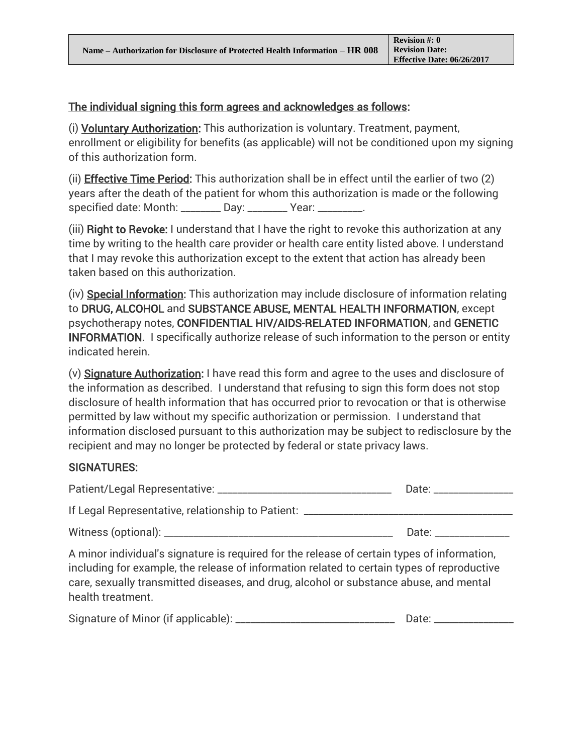The individual signing this form agrees and acknowledges as follows:

(i) Voluntary Authorization: This authorization is voluntary. Treatment, payment, enrollment or eligibility for benefits (as applicable) will not be conditioned upon my signing of this authorization form.

(ii) Effective Time Period: This authorization shall be in effect until the earlier of two (2) years after the death of the patient for whom this authorization is made or the following specified date: Month: ________ Day: ________ Year: _________.

(iii) Right to Revoke: I understand that I have the right to revoke this authorization at any time by writing to the health care provider or health care entity listed above. I understand that I may revoke this authorization except to the extent that action has already been taken based on this authorization.

(iv) Special Information: This authorization may include disclosure of information relating to DRUG, ALCOHOL and SUBSTANCE ABUSE, MENTAL HEALTH INFORMATION, except psychotherapy notes, CONFIDENTIAL HIV/AIDS-RELATED INFORMATION, and GENETIC INFORMATION. I specifically authorize release of such information to the person or entity indicated herein.

(v) Signature Authorization: I have read this form and agree to the uses and disclosure of the information as described. I understand that refusing to sign this form does not stop disclosure of health information that has occurred prior to revocation or that is otherwise permitted by law without my specific authorization or permission. I understand that information disclosed pursuant to this authorization may be subject to redisclosure by the recipient and may no longer be protected by federal or state privacy laws.

SIGNATURES:

Patient/Legal Representative: __________________________________ Date: ________________

If Legal Representative, relationship to Patient: _________________________________________

Witness (optional): ______________________________________________ Date: _______________

A minor individual's signature is required for the release of certain types of information, including for example, the release of information related to certain types of reproductive care, sexually transmitted diseases, and drug, alcohol or substance abuse, and mental health treatment.

Signature of Minor (if applicable): ________________________________ Date: ________________